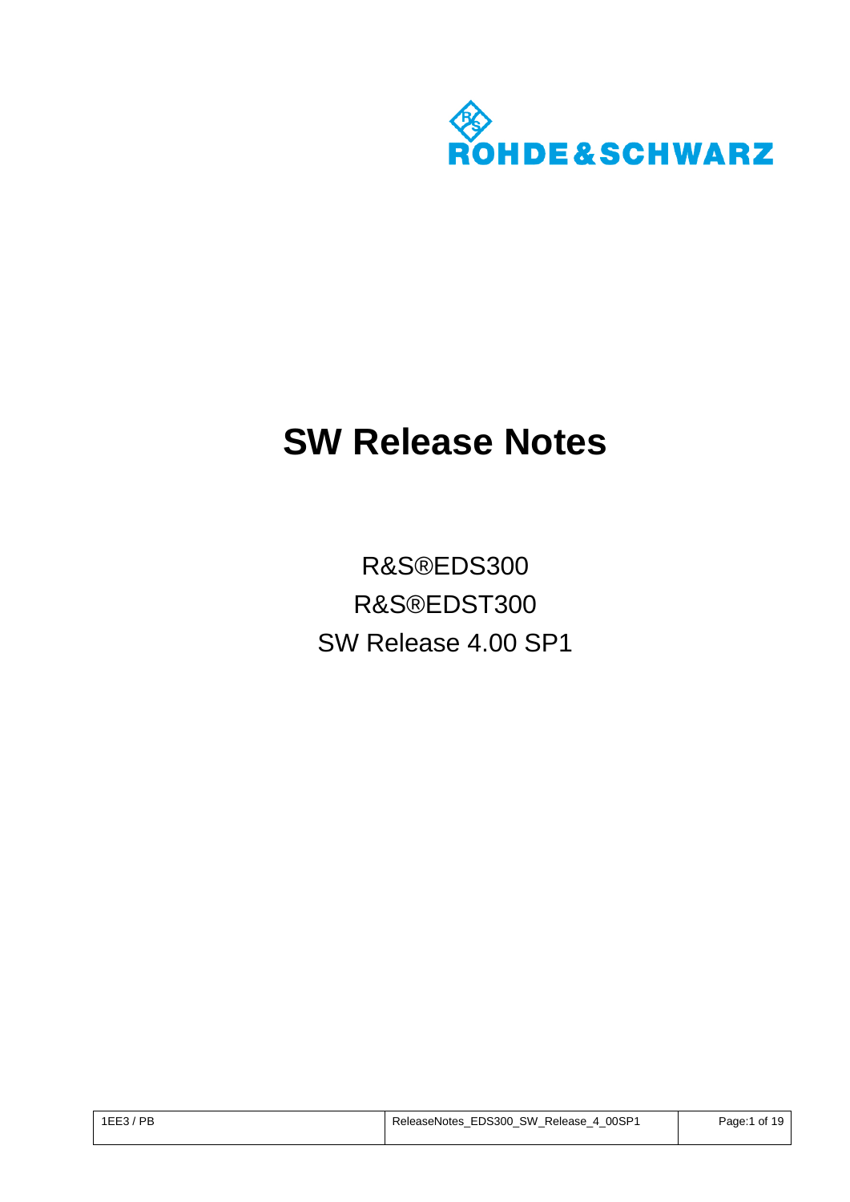ROHDE&SCHWARZ

# SW Release Notes

R&S®EDS300

R&S®EDST300

SW Release 4.00 SP1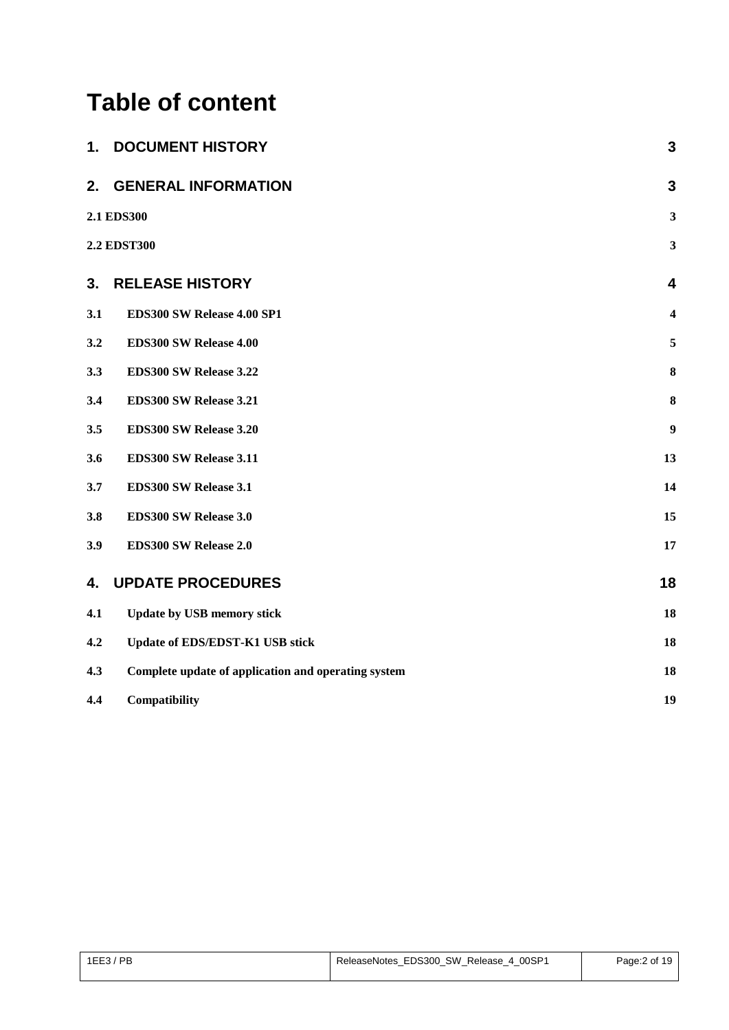# Table of content

| | | |
|---|---|---|
| **1.** | **DOCUMENT HISTORY** | **3** |
| **2.** | **GENERAL INFORMATION** | **3** |
| **2.1 EDS300** | | **3** |
| **2.2 EDST300** | | **3** |
| **3.** | **RELEASE HISTORY** | **4** |
| **3.1** | **EDS300 SW Release 4.00 SP1** | **4** |
| **3.2** | **EDS300 SW Release 4.00** | **5** |
| **3.3** | **EDS300 SW Release 3.22** | **8** |
| **3.4** | **EDS300 SW Release 3.21** | **8** |
| **3.5** | **EDS300 SW Release 3.20** | **9** |
| **3.6** | **EDS300 SW Release 3.11** | **13** |
| **3.7** | **EDS300 SW Release 3.1** | **14** |
| **3.8** | **EDS300 SW Release 3.0** | **15** |
| **3.9** | **EDS300 SW Release 2.0** | **17** |
| **4.** | **UPDATE PROCEDURES** | **18** |
| **4.1** | **Update by USB memory stick** | **18** |
| **4.2** | **Update of EDS/EDST-K1 USB stick** | **18** |
| **4.3** | **Complete update of application and operating system** | **18** |
| **4.4** | **Compatibility** | **19** |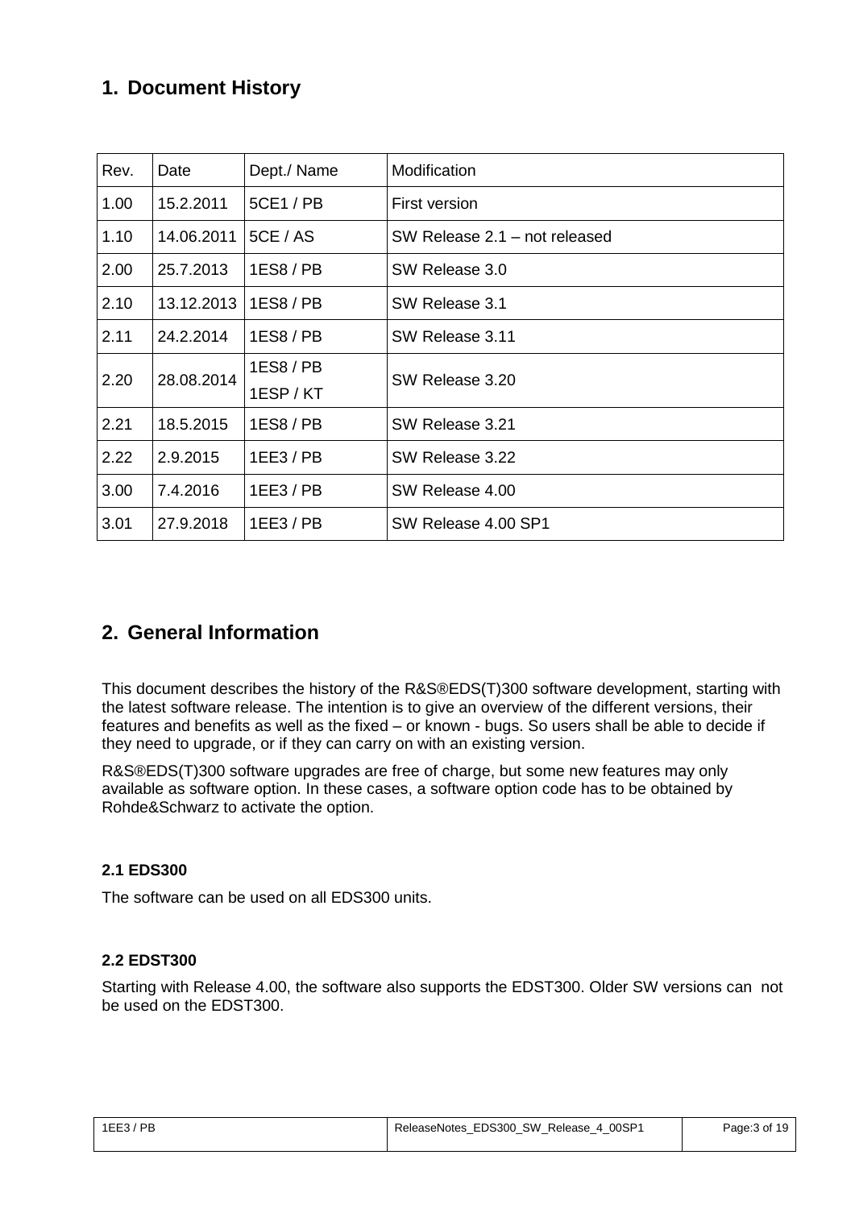# 1. Document History

| Rev. | Date | Dept./ Name | Modification |
|---|---|---|---|
| 1.00 | 15.2.2011 | 5CE1 / PB | First version |
| 1.10 | 14.06.2011 | 5CE / AS | SW Release 2.1 – not released |
| 2.00 | 25.7.2013 | 1ES8 / PB | SW Release 3.0 |
| 2.10 | 13.12.2013 | 1ES8 / PB | SW Release 3.1 |
| 2.11 | 24.2.2014 | 1ES8 / PB | SW Release 3.11 |
| 2.20 | 28.08.2014 | 1ES8 / PB<br>1ESP / KT | SW Release 3.20 |
| 2.21 | 18.5.2015 | 1ES8 / PB | SW Release 3.21 |
| 2.22 | 2.9.2015 | 1EE3 / PB | SW Release 3.22 |
| 3.00 | 7.4.2016 | 1EE3 / PB | SW Release 4.00 |
| 3.01 | 27.9.2018 | 1EE3 / PB | SW Release 4.00 SP1 |

# 2. General Information

This document describes the history of the R&S®EDS(T)300 software development, starting with the latest software release. The intention is to give an overview of the different versions, their features and benefits as well as the fixed – or known - bugs. So users shall be able to decide if they need to upgrade, or if they can carry on with an existing version.

R&S®EDS(T)300 software upgrades are free of charge, but some new features may only available as software option. In these cases, a software option code has to be obtained by Rohde&Schwarz to activate the option.

### 2.1 EDS300

The software can be used on all EDS300 units.

### 2.2 EDST300

Starting with Release 4.00, the software also supports the EDST300. Older SW versions can not be used on the EDST300.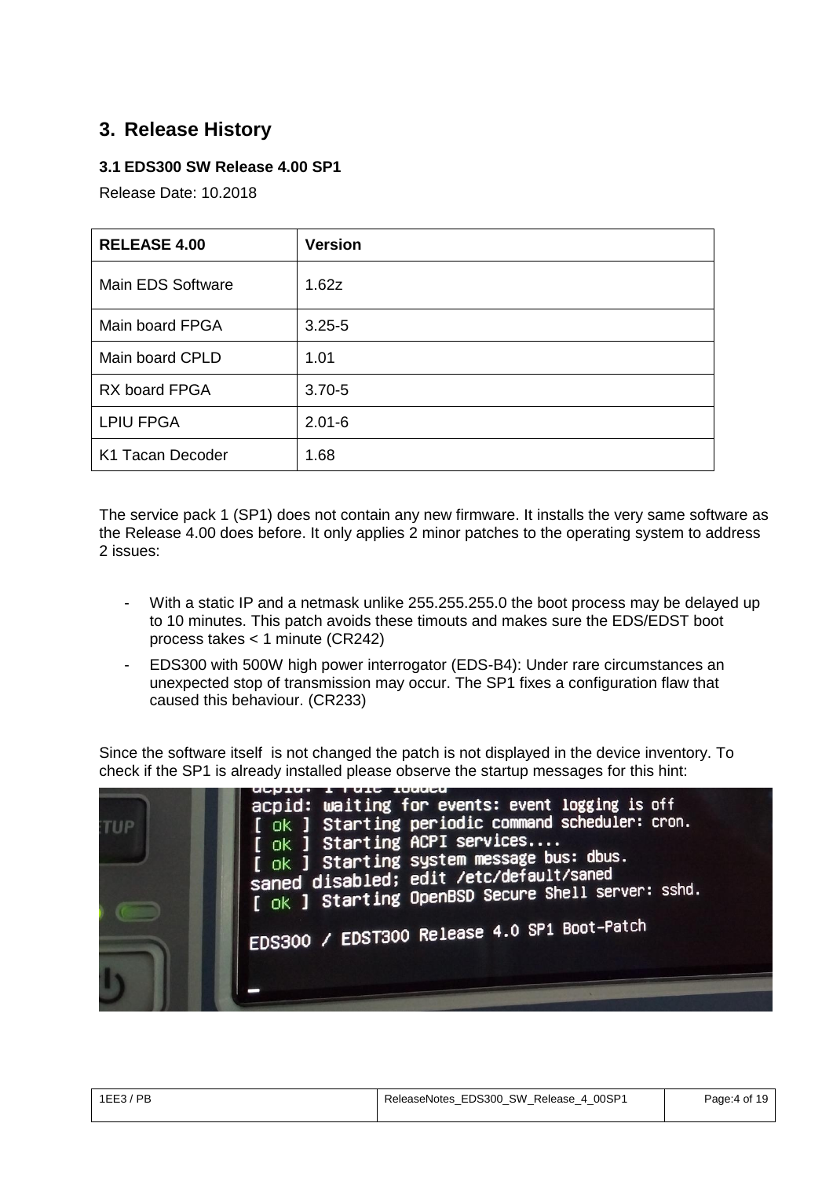## 3. Release History

### 3.1 EDS300 SW Release 4.00 SP1

Release Date: 10.2018

| RELEASE 4.00 | Version |
|---|---|
| Main EDS Software | 1.62z |
| Main board FPGA | 3.25-5 |
| Main board CPLD | 1.01 |
| RX board FPGA | 3.70-5 |
| LPIU FPGA | 2.01-6 |
| K1 Tacan Decoder | 1.68 |

The service pack 1 (SP1) does not contain any new firmware. It installs the very same software as the Release 4.00 does before. It only applies 2 minor patches to the operating system to address 2 issues:

- With a static IP and a netmask unlike 255.255.255.0 the boot process may be delayed up to 10 minutes. This patch avoids these timouts and makes sure the EDS/EDST boot process takes < 1 minute (CR242)
- EDS300 with 500W high power interrogator (EDS-B4): Under rare circumstances an unexpected stop of transmission may occur. The SP1 fixes a configuration flaw that caused this behaviour. (CR233)

Since the software itself is not changed the patch is not displayed in the device inventory. To check if the SP1 is already installed please observe the startup messages for this hint:

```
acpid: 1 rule loaded
acpid: waiting for events: event logging is off
[ ok ] Starting periodic command scheduler: cron.
[ ok ] Starting ACPI services....
[ ok ] Starting system message bus: dbus.
saned disabled; edit /etc/default/saned
[ ok ] Starting OpenBSD Secure Shell server: sshd.

EDS300 / EDST300 Release 4.0 SP1 Boot-Patch
```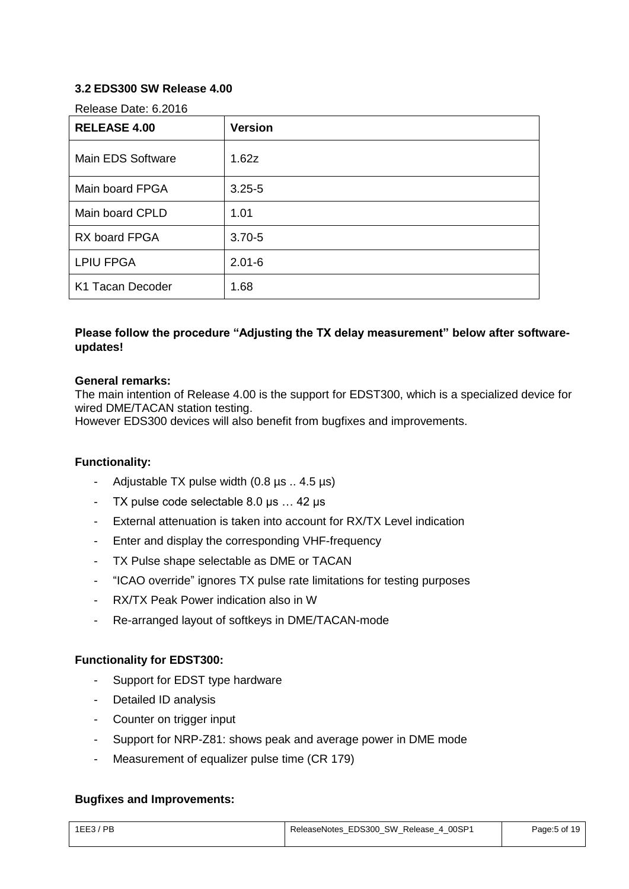### 3.2 EDS300 SW Release 4.00

Release Date: 6.2016

| RELEASE 4.00 | Version |
|---|---|
| Main EDS Software | 1.62z |
| Main board FPGA | 3.25-5 |
| Main board CPLD | 1.01 |
| RX board FPGA | 3.70-5 |
| LPIU FPGA | 2.01-6 |
| K1 Tacan Decoder | 1.68 |

**Please follow the procedure “Adjusting the TX delay measurement” below after software-updates!**

**General remarks:**

The main intention of Release 4.00 is the support for EDST300, which is a specialized device for wired DME/TACAN station testing.
However EDS300 devices will also benefit from bugfixes and improvements.

**Functionality:**

- Adjustable TX pulse width (0.8 µs .. 4.5 µs)
- TX pulse code selectable 8.0 µs … 42 µs
- External attenuation is taken into account for RX/TX Level indication
- Enter and display the corresponding VHF-frequency
- TX Pulse shape selectable as DME or TACAN
- “ICAO override” ignores TX pulse rate limitations for testing purposes
- RX/TX Peak Power indication also in W
- Re-arranged layout of softkeys in DME/TACAN-mode

**Functionality for EDST300:**

- Support for EDST type hardware
- Detailed ID analysis
- Counter on trigger input
- Support for NRP-Z81: shows peak and average power in DME mode
- Measurement of equalizer pulse time (CR 179)

**Bugfixes and Improvements:**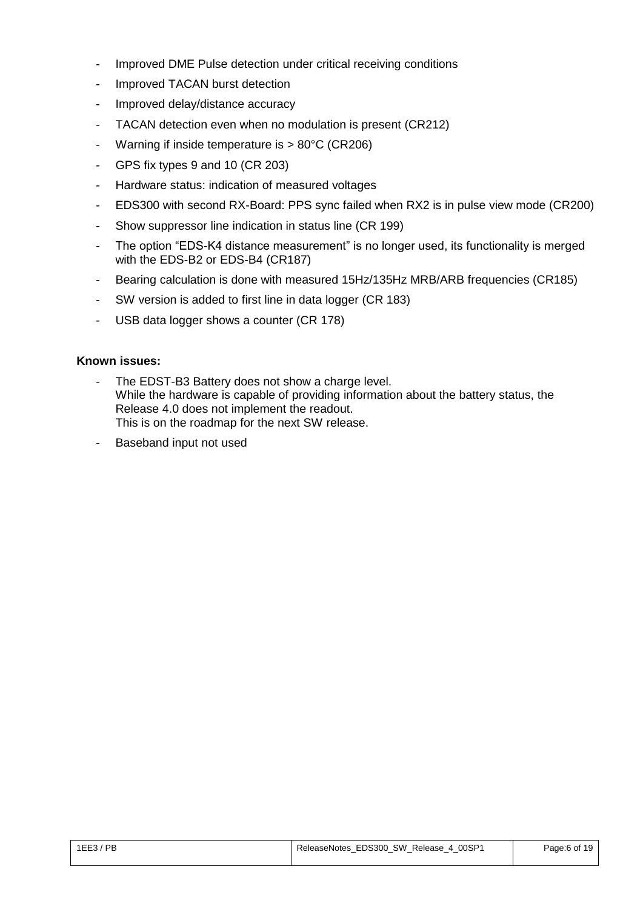- Improved DME Pulse detection under critical receiving conditions
- Improved TACAN burst detection
- Improved delay/distance accuracy
- TACAN detection even when no modulation is present (CR212)
- Warning if inside temperature is > 80°C (CR206)
- GPS fix types 9 and 10 (CR 203)
- Hardware status: indication of measured voltages
- EDS300 with second RX-Board: PPS sync failed when RX2 is in pulse view mode (CR200)
- Show suppressor line indication in status line (CR 199)
- The option “EDS-K4 distance measurement” is no longer used, its functionality is merged with the EDS-B2 or EDS-B4 (CR187)
- Bearing calculation is done with measured 15Hz/135Hz MRB/ARB frequencies (CR185)
- SW version is added to first line in data logger (CR 183)
- USB data logger shows a counter (CR 178)

**Known issues:**

- The EDST-B3 Battery does not show a charge level.
  While the hardware is capable of providing information about the battery status, the Release 4.0 does not implement the readout.
  This is on the roadmap for the next SW release.
- Baseband input not used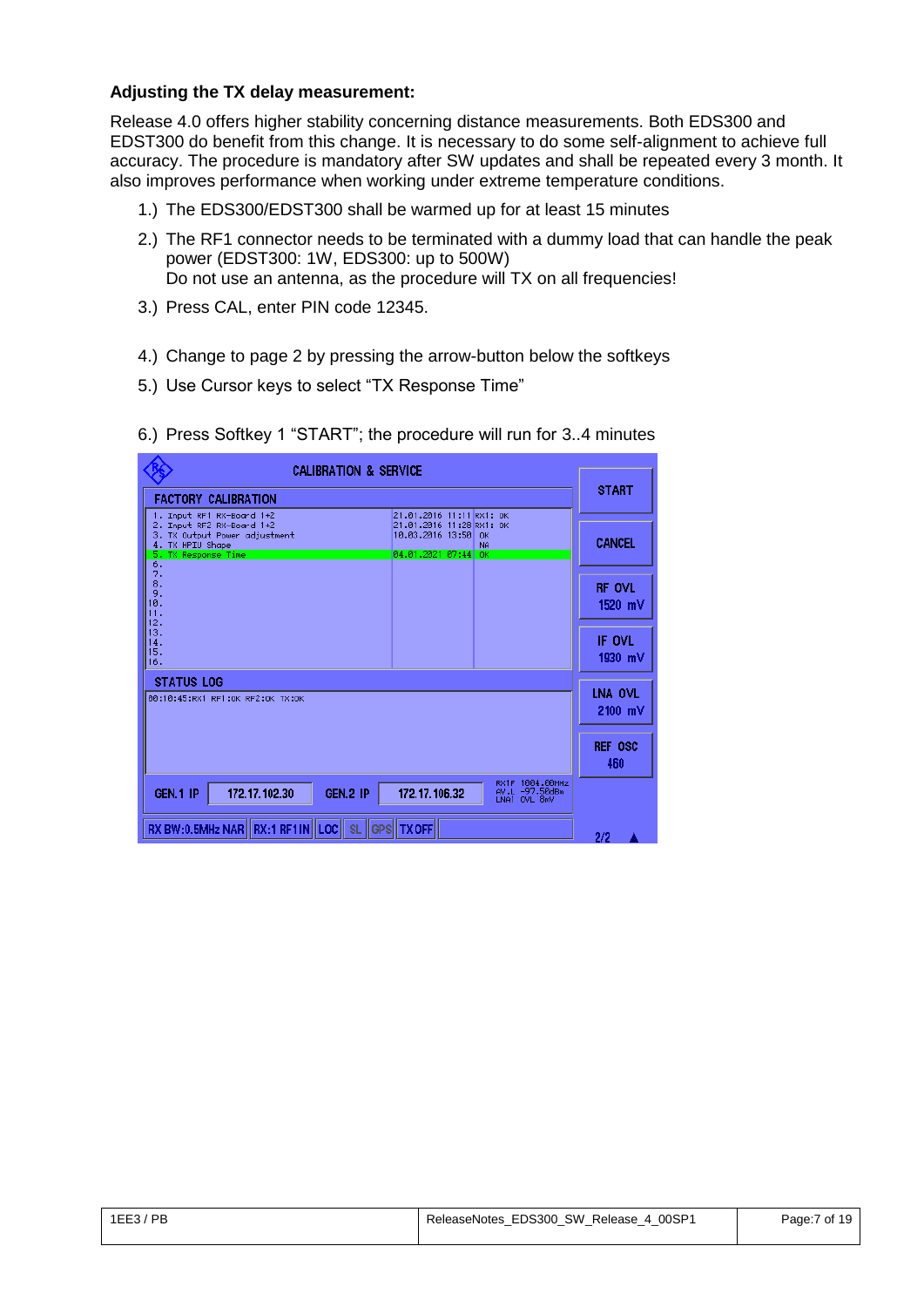**Adjusting the TX delay measurement:**

Release 4.0 offers higher stability concerning distance measurements. Both EDS300 and EDST300 do benefit from this change. It is necessary to do some self-alignment to achieve full accuracy. The procedure is mandatory after SW updates and shall be repeated every 3 month. It also improves performance when working under extreme temperature conditions.

1.) The EDS300/EDST300 shall be warmed up for at least 15 minutes

2.) The RF1 connector needs to be terminated with a dummy load that can handle the peak power (EDST300: 1W, EDS300: up to 500W)
Do not use an antenna, as the procedure will TX on all frequencies!

3.) Press CAL, enter PIN code 12345.

4.) Change to page 2 by pressing the arrow-button below the softkeys

5.) Use Cursor keys to select "TX Response Time"

6.) Press Softkey 1 "START"; the procedure will run for 3..4 minutes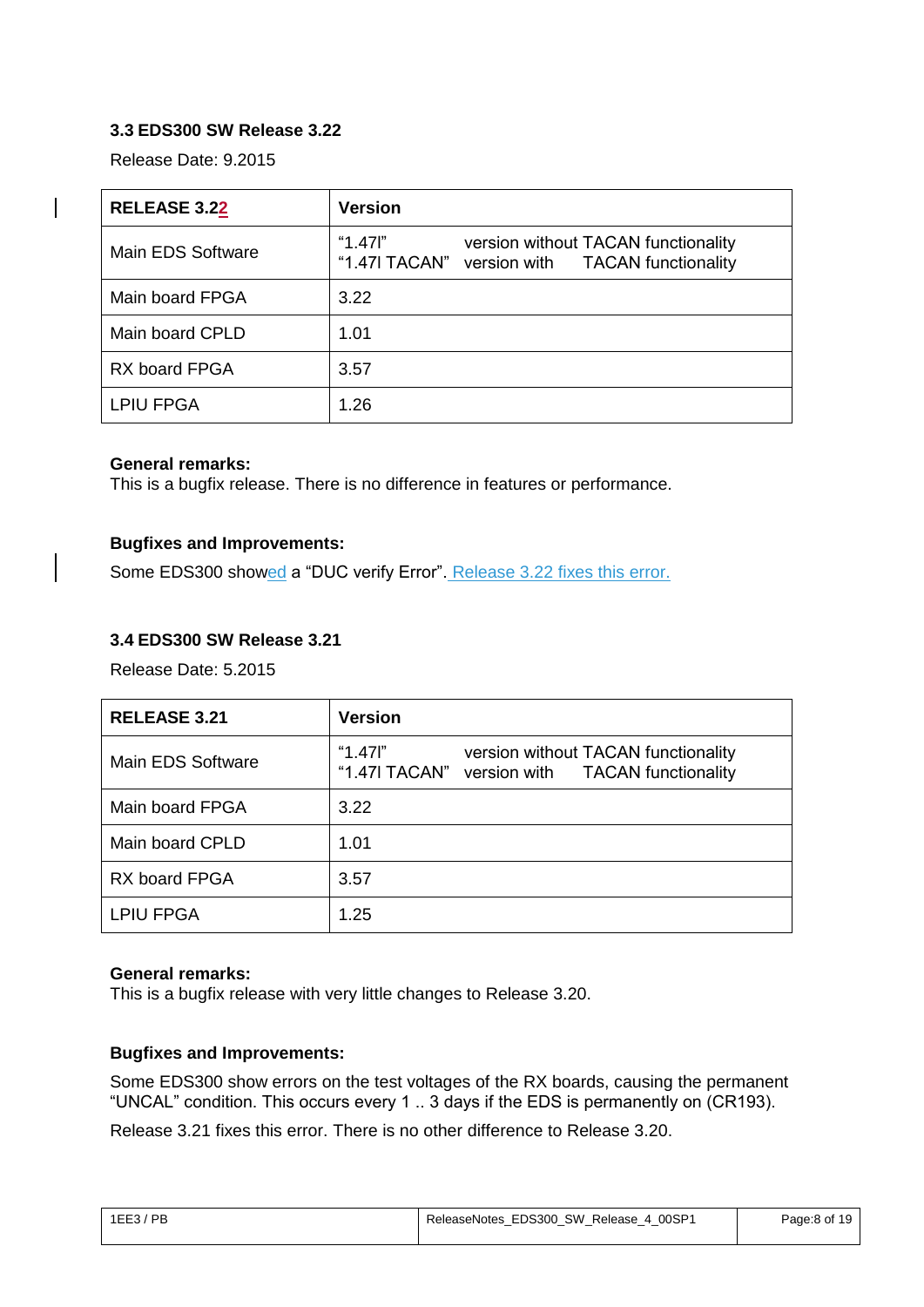### 3.3 EDS300 SW Release 3.22

Release Date: 9.2015

| RELEASE 3.22 | Version |
|---|---|
| Main EDS Software | "1.47l" version without TACAN functionality<br>"1.47l TACAN" version with TACAN functionality |
| Main board FPGA | 3.22 |
| Main board CPLD | 1.01 |
| RX board FPGA | 3.57 |
| LPIU FPGA | 1.26 |

**General remarks:**
This is a bugfix release. There is no difference in features or performance.

**Bugfixes and Improvements:**

Some EDS300 showed a "DUC verify Error". Release 3.22 fixes this error.

### 3.4 EDS300 SW Release 3.21

Release Date: 5.2015

| RELEASE 3.21 | Version |
|---|---|
| Main EDS Software | "1.47l" version without TACAN functionality<br>"1.47l TACAN" version with TACAN functionality |
| Main board FPGA | 3.22 |
| Main board CPLD | 1.01 |
| RX board FPGA | 3.57 |
| LPIU FPGA | 1.25 |

**General remarks:**
This is a bugfix release with very little changes to Release 3.20.

**Bugfixes and Improvements:**

Some EDS300 show errors on the test voltages of the RX boards, causing the permanent "UNCAL" condition. This occurs every 1 .. 3 days if the EDS is permanently on (CR193).

Release 3.21 fixes this error. There is no other difference to Release 3.20.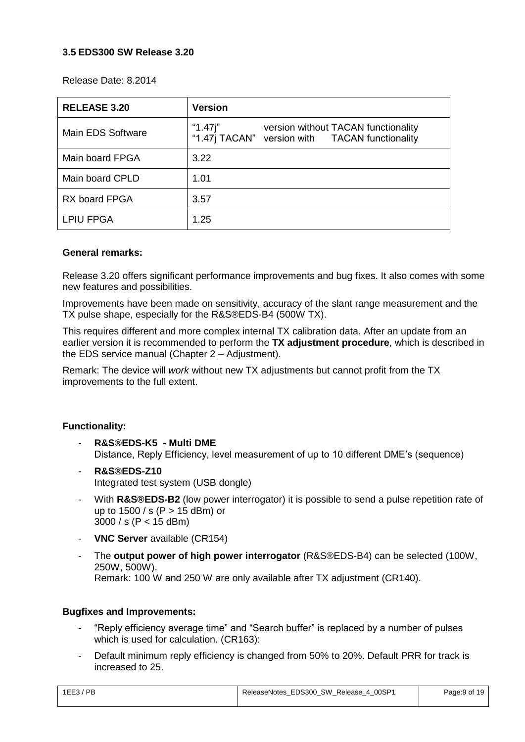### 3.5 EDS300 SW Release 3.20

Release Date: 8.2014

| RELEASE 3.20 | Version |
|---|---|
| Main EDS Software | “1.47j” version without TACAN functionality<br>“1.47j TACAN” version with TACAN functionality |
| Main board FPGA | 3.22 |
| Main board CPLD | 1.01 |
| RX board FPGA | 3.57 |
| LPIU FPGA | 1.25 |

**General remarks:**

Release 3.20 offers significant performance improvements and bug fixes. It also comes with some new features and possibilities.

Improvements have been made on sensitivity, accuracy of the slant range measurement and the TX pulse shape, especially for the R&S®EDS-B4 (500W TX).

This requires different and more complex internal TX calibration data. After an update from an earlier version it is recommended to perform the **TX adjustment procedure**, which is described in the EDS service manual (Chapter 2 – Adjustment).

Remark: The device will *work* without new TX adjustments but cannot profit from the TX improvements to the full extent.

**Functionality:**

- **R&S®EDS-K5 - Multi DME**
  Distance, Reply Efficiency, level measurement of up to 10 different DME’s (sequence)
- **R&S®EDS-Z10**
  Integrated test system (USB dongle)
- With **R&S®EDS-B2** (low power interrogator) it is possible to send a pulse repetition rate of up to 1500 / s (P > 15 dBm) or
  3000 / s (P < 15 dBm)
- **VNC Server** available (CR154)
- The **output power of high power interrogator** (R&S®EDS-B4) can be selected (100W, 250W, 500W).
  Remark: 100 W and 250 W are only available after TX adjustment (CR140).

**Bugfixes and Improvements:**

- “Reply efficiency average time” and “Search buffer” is replaced by a number of pulses which is used for calculation. (CR163):
- Default minimum reply efficiency is changed from 50% to 20%. Default PRR for track is increased to 25.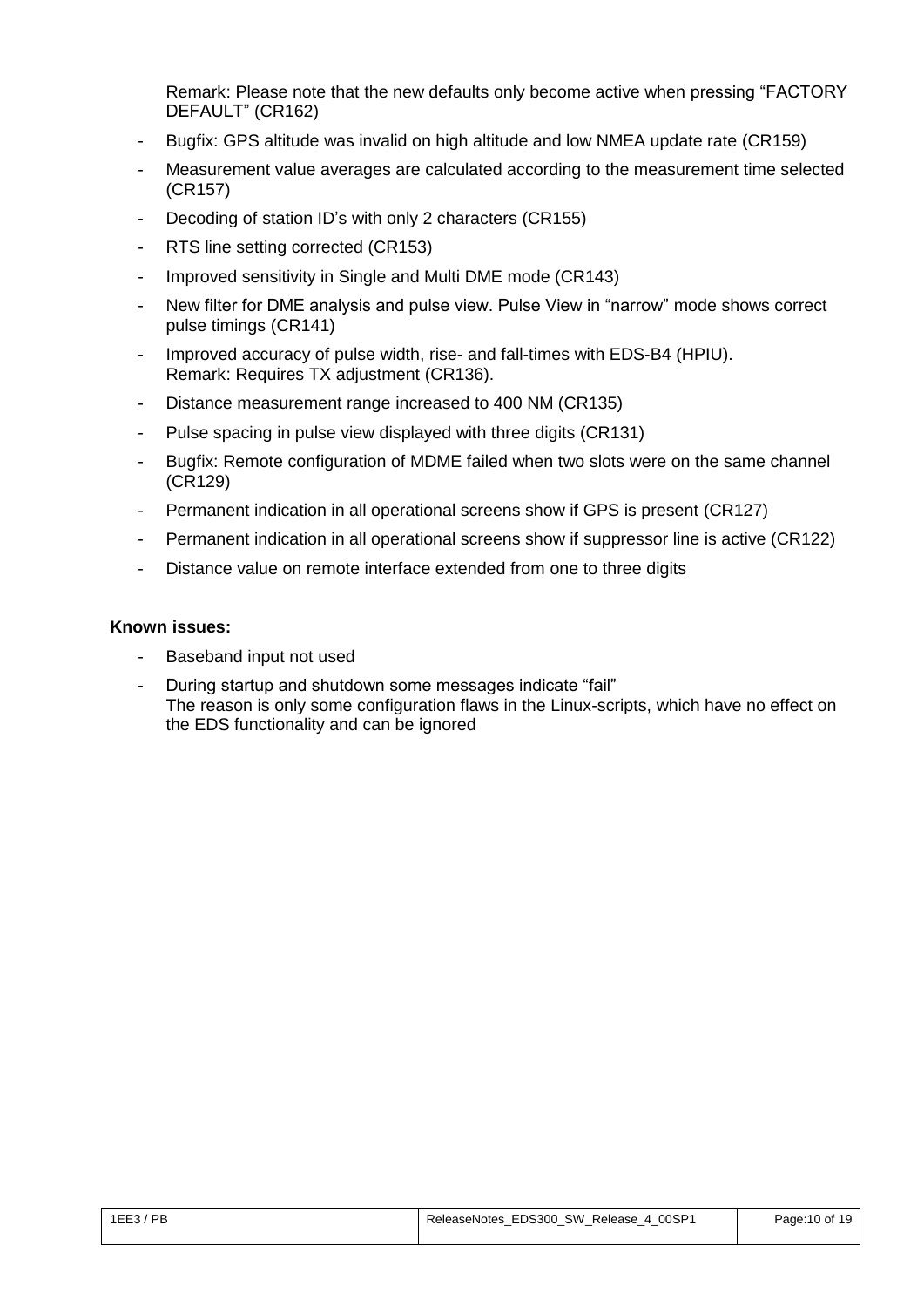Remark: Please note that the new defaults only become active when pressing “FACTORY DEFAULT” (CR162)

- Bugfix: GPS altitude was invalid on high altitude and low NMEA update rate (CR159)
- Measurement value averages are calculated according to the measurement time selected (CR157)
- Decoding of station ID’s with only 2 characters (CR155)
- RTS line setting corrected (CR153)
- Improved sensitivity in Single and Multi DME mode (CR143)
- New filter for DME analysis and pulse view. Pulse View in “narrow” mode shows correct pulse timings (CR141)
- Improved accuracy of pulse width, rise- and fall-times with EDS-B4 (HPIU).
  Remark: Requires TX adjustment (CR136).
- Distance measurement range increased to 400 NM (CR135)
- Pulse spacing in pulse view displayed with three digits (CR131)
- Bugfix: Remote configuration of MDME failed when two slots were on the same channel (CR129)
- Permanent indication in all operational screens show if GPS is present (CR127)
- Permanent indication in all operational screens show if suppressor line is active (CR122)
- Distance value on remote interface extended from one to three digits

**Known issues:**

- Baseband input not used
- During startup and shutdown some messages indicate “fail”
  The reason is only some configuration flaws in the Linux-scripts, which have no effect on the EDS functionality and can be ignored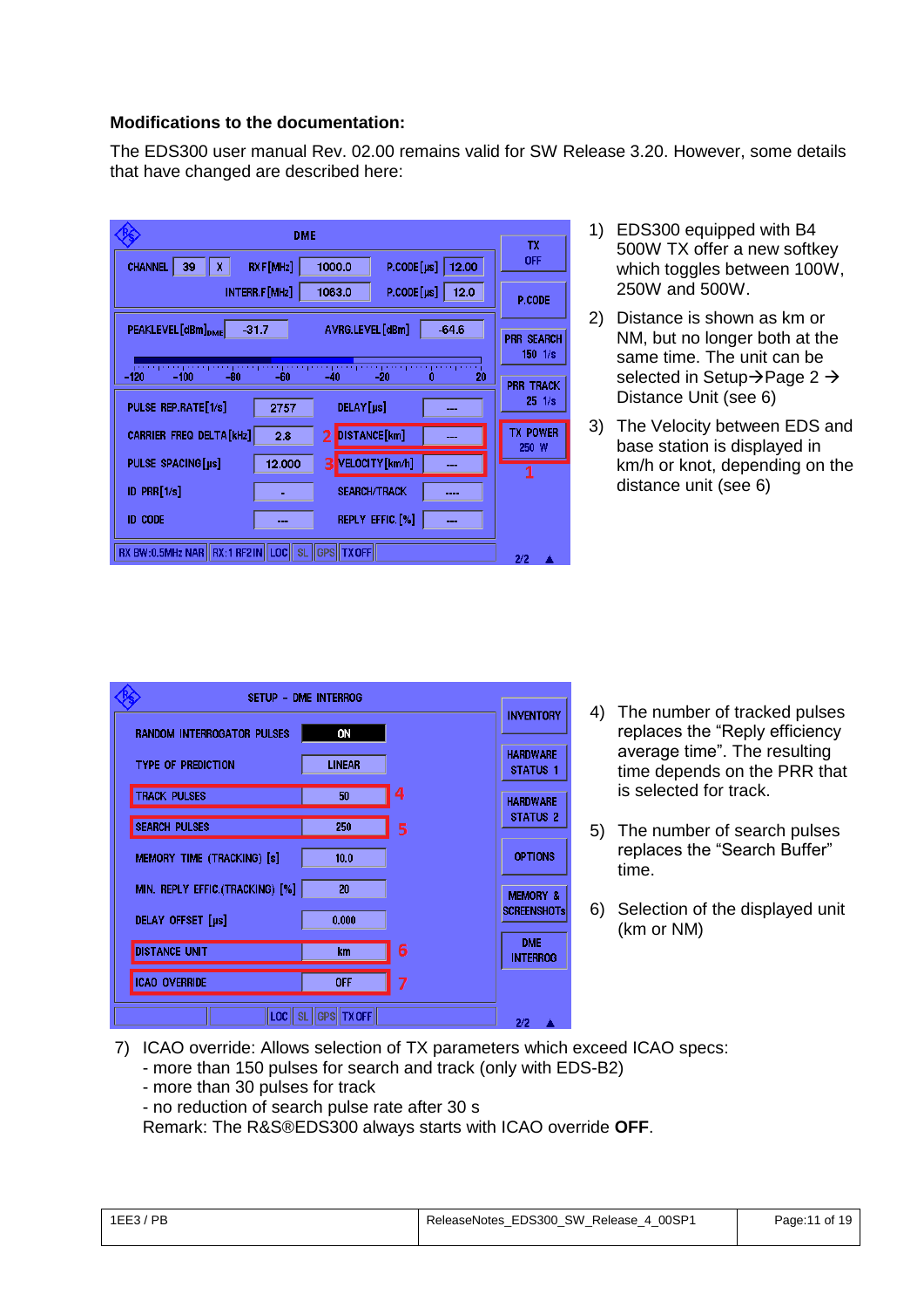**Modifications to the documentation:**

The EDS300 user manual Rev. 02.00 remains valid for SW Release 3.20. However, some details that have changed are described here:

1) EDS300 equipped with B4 500W TX offer a new softkey which toggles between 100W, 250W and 500W.
2) Distance is shown as km or NM, but no longer both at the same time. The unit can be selected in Setup→Page 2 → Distance Unit (see 6)
3) The Velocity between EDS and base station is displayed in km/h or knot, depending on the distance unit (see 6)

4) The number of tracked pulses replaces the "Reply efficiency average time". The resulting time depends on the PRR that is selected for track.
5) The number of search pulses replaces the "Search Buffer" time.
6) Selection of the displayed unit (km or NM)

7) ICAO override: Allows selection of TX parameters which exceed ICAO specs:
   - more than 150 pulses for search and track (only with EDS-B2)
   - more than 30 pulses for track
   - no reduction of search pulse rate after 30 s

   Remark: The R&S®EDS300 always starts with ICAO override **OFF**.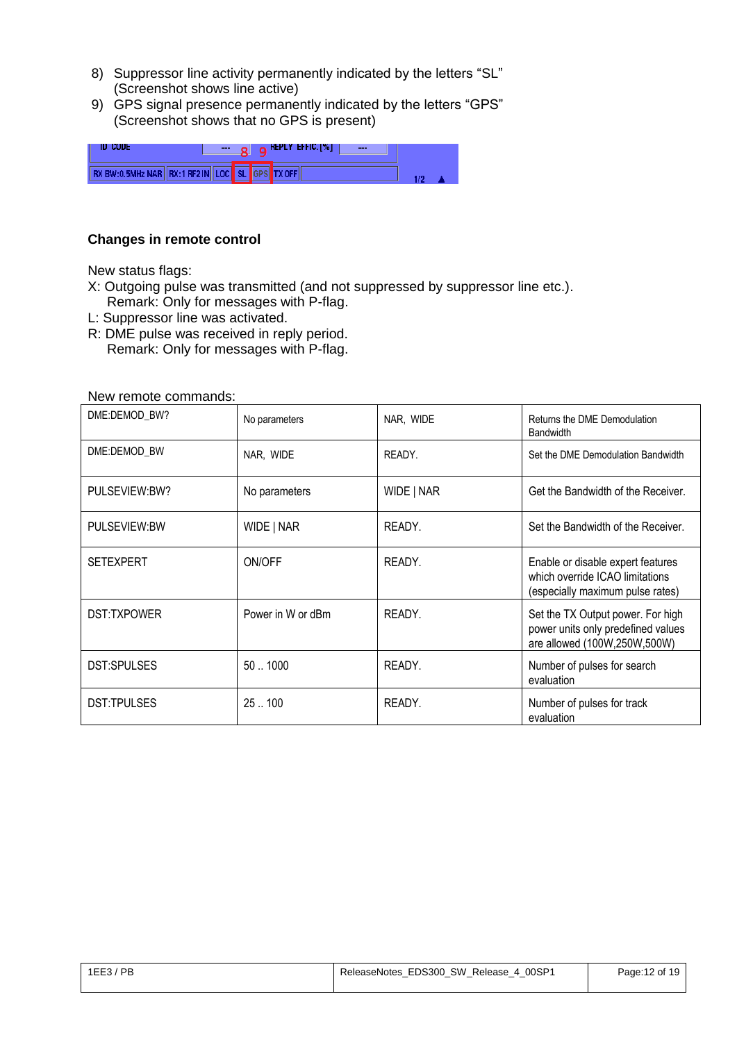8) Suppressor line activity permanently indicated by the letters “SL” (Screenshot shows line active)
9) GPS signal presence permanently indicated by the letters “GPS” (Screenshot shows that no GPS is present)

### Changes in remote control

New status flags:

X: Outgoing pulse was transmitted (and not suppressed by suppressor line etc.).
   Remark: Only for messages with P-flag.

L: Suppressor line was activated.

R: DME pulse was received in reply period.
   Remark: Only for messages with P-flag.

New remote commands:

| | | | |
|---|---|---|---|
| DME:DEMOD_BW? | No parameters | NAR, WIDE | Returns the DME Demodulation Bandwidth |
| DME:DEMOD_BW | NAR, WIDE | READY. | Set the DME Demodulation Bandwidth |
| PULSEVIEW:BW? | No parameters | WIDE \| NAR | Get the Bandwidth of the Receiver. |
| PULSEVIEW:BW | WIDE \| NAR | READY. | Set the Bandwidth of the Receiver. |
| SETEXPERT | ON/OFF | READY. | Enable or disable expert features which override ICAO limitations (especially maximum pulse rates) |
| DST:TXPOWER | Power in W or dBm | READY. | Set the TX Output power. For high power units only predefined values are allowed (100W,250W,500W) |
| DST:SPULSES | 50 .. 1000 | READY. | Number of pulses for search evaluation |
| DST:TPULSES | 25 .. 100 | READY. | Number of pulses for track evaluation |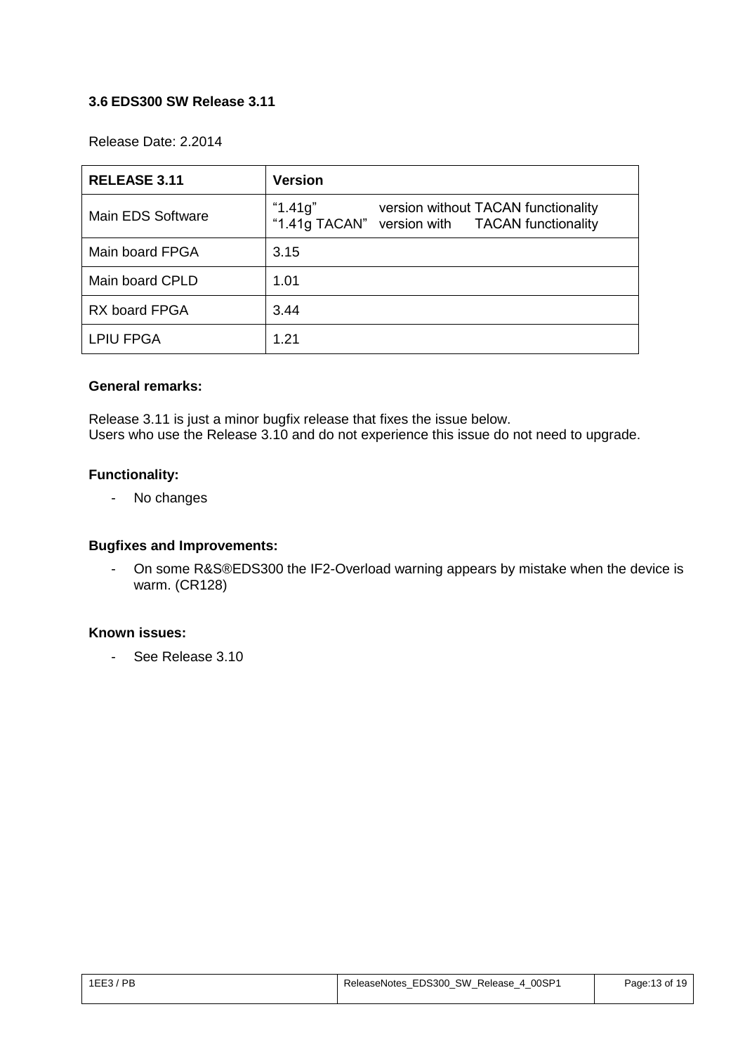### 3.6 EDS300 SW Release 3.11

Release Date: 2.2014

| RELEASE 3.11 | Version |
|---|---|
| Main EDS Software | "1.41g" version without TACAN functionality<br>"1.41g TACAN" version with TACAN functionality |
| Main board FPGA | 3.15 |
| Main board CPLD | 1.01 |
| RX board FPGA | 3.44 |
| LPIU FPGA | 1.21 |

**General remarks:**

Release 3.11 is just a minor bugfix release that fixes the issue below.
Users who use the Release 3.10 and do not experience this issue do not need to upgrade.

**Functionality:**

- No changes

**Bugfixes and Improvements:**

- On some R&S®EDS300 the IF2-Overload warning appears by mistake when the device is warm. (CR128)

**Known issues:**

- See Release 3.10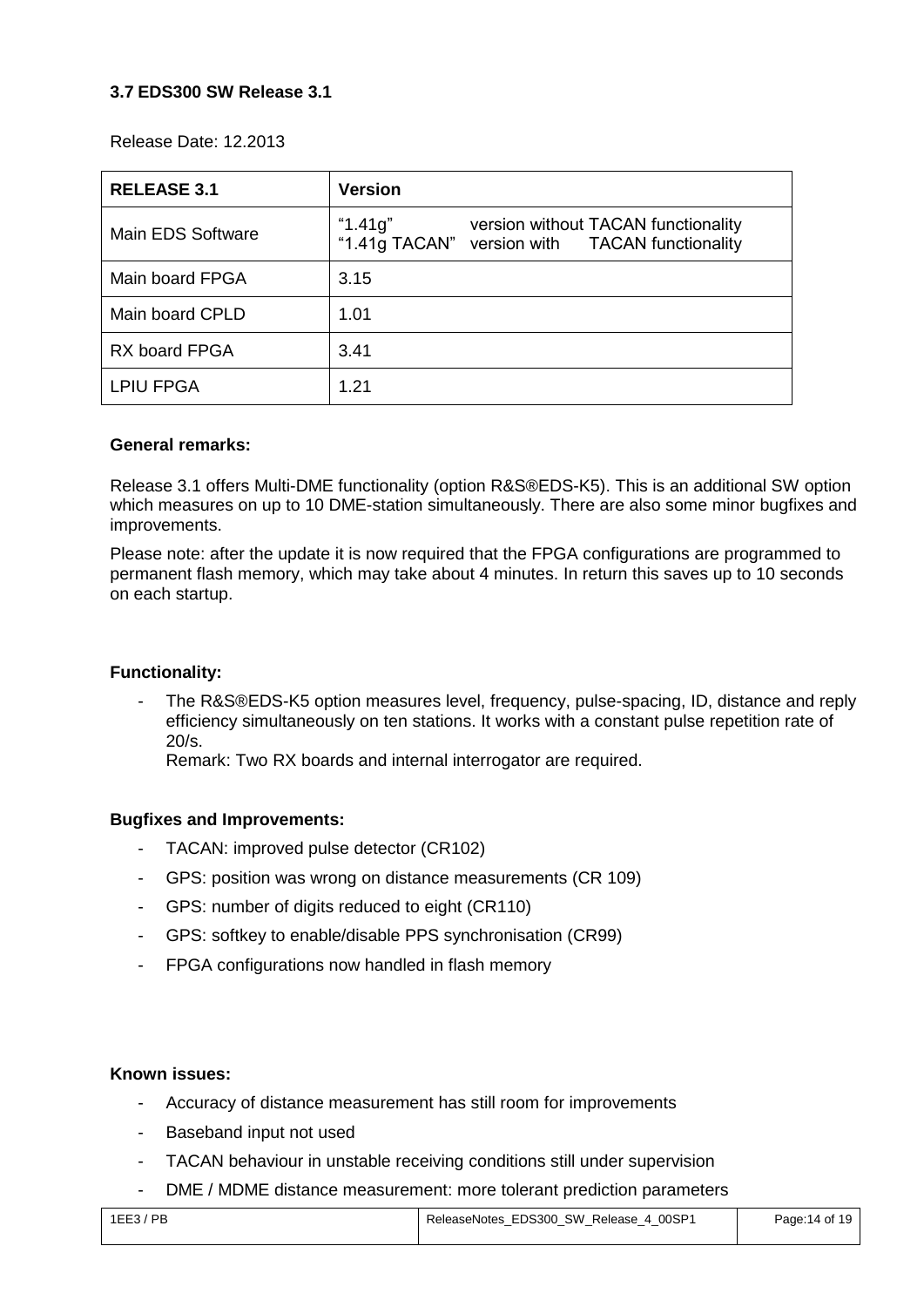### 3.7 EDS300 SW Release 3.1

Release Date: 12.2013

| RELEASE 3.1 | Version |
|---|---|
| Main EDS Software | "1.41g" version without TACAN functionality<br>"1.41g TACAN" version with TACAN functionality |
| Main board FPGA | 3.15 |
| Main board CPLD | 1.01 |
| RX board FPGA | 3.41 |
| LPIU FPGA | 1.21 |

**General remarks:**

Release 3.1 offers Multi-DME functionality (option R&S®EDS-K5). This is an additional SW option which measures on up to 10 DME-station simultaneously. There are also some minor bugfixes and improvements.

Please note: after the update it is now required that the FPGA configurations are programmed to permanent flash memory, which may take about 4 minutes. In return this saves up to 10 seconds on each startup.

**Functionality:**

- The R&S®EDS-K5 option measures level, frequency, pulse-spacing, ID, distance and reply efficiency simultaneously on ten stations. It works with a constant pulse repetition rate of 20/s.
  Remark: Two RX boards and internal interrogator are required.

**Bugfixes and Improvements:**

- TACAN: improved pulse detector (CR102)
- GPS: position was wrong on distance measurements (CR 109)
- GPS: number of digits reduced to eight (CR110)
- GPS: softkey to enable/disable PPS synchronisation (CR99)
- FPGA configurations now handled in flash memory

**Known issues:**

- Accuracy of distance measurement has still room for improvements
- Baseband input not used
- TACAN behaviour in unstable receiving conditions still under supervision
- DME / MDME distance measurement: more tolerant prediction parameters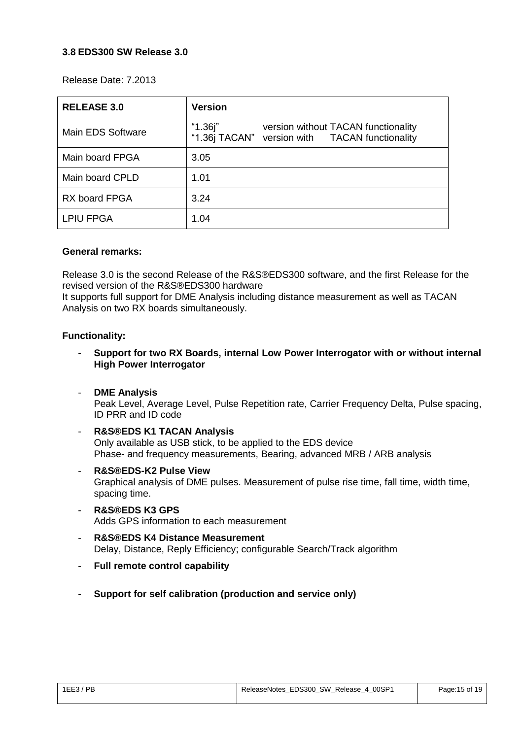### 3.8 EDS300 SW Release 3.0

Release Date: 7.2013

| RELEASE 3.0 | Version |
|---|---|
| Main EDS Software | "1.36j" version without TACAN functionality<br>"1.36j TACAN" version with TACAN functionality |
| Main board FPGA | 3.05 |
| Main board CPLD | 1.01 |
| RX board FPGA | 3.24 |
| LPIU FPGA | 1.04 |

**General remarks:**

Release 3.0 is the second Release of the R&S®EDS300 software, and the first Release for the revised version of the R&S®EDS300 hardware
It supports full support for DME Analysis including distance measurement as well as TACAN Analysis on two RX boards simultaneously.

**Functionality:**

- **Support for two RX Boards, internal Low Power Interrogator with or without internal High Power Interrogator**

- **DME Analysis**
  Peak Level, Average Level, Pulse Repetition rate, Carrier Frequency Delta, Pulse spacing, ID PRR and ID code

- **R&S®EDS K1 TACAN Analysis**
  Only available as USB stick, to be applied to the EDS device
  Phase- and frequency measurements, Bearing, advanced MRB / ARB analysis

- **R&S®EDS-K2 Pulse View**
  Graphical analysis of DME pulses. Measurement of pulse rise time, fall time, width time, spacing time.

- **R&S®EDS K3 GPS**
  Adds GPS information to each measurement

- **R&S®EDS K4 Distance Measurement**
  Delay, Distance, Reply Efficiency; configurable Search/Track algorithm

- **Full remote control capability**

- **Support for self calibration (production and service only)**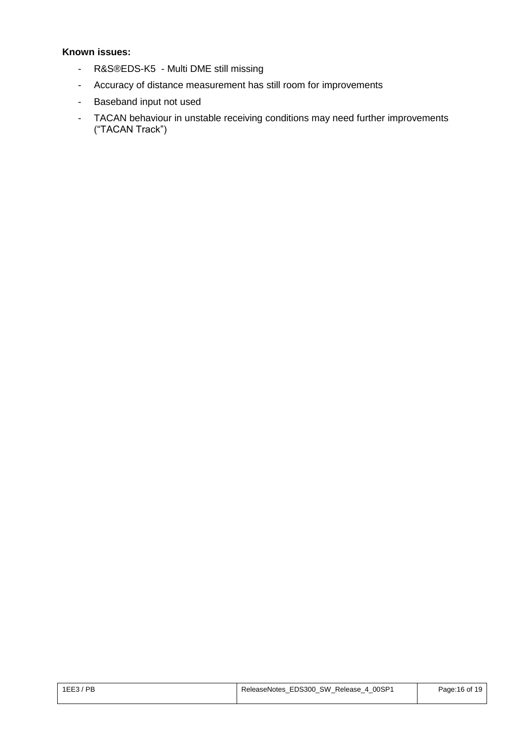**Known issues:**

- R&S®EDS-K5 - Multi DME still missing
- Accuracy of distance measurement has still room for improvements
- Baseband input not used
- TACAN behaviour in unstable receiving conditions may need further improvements ("TACAN Track")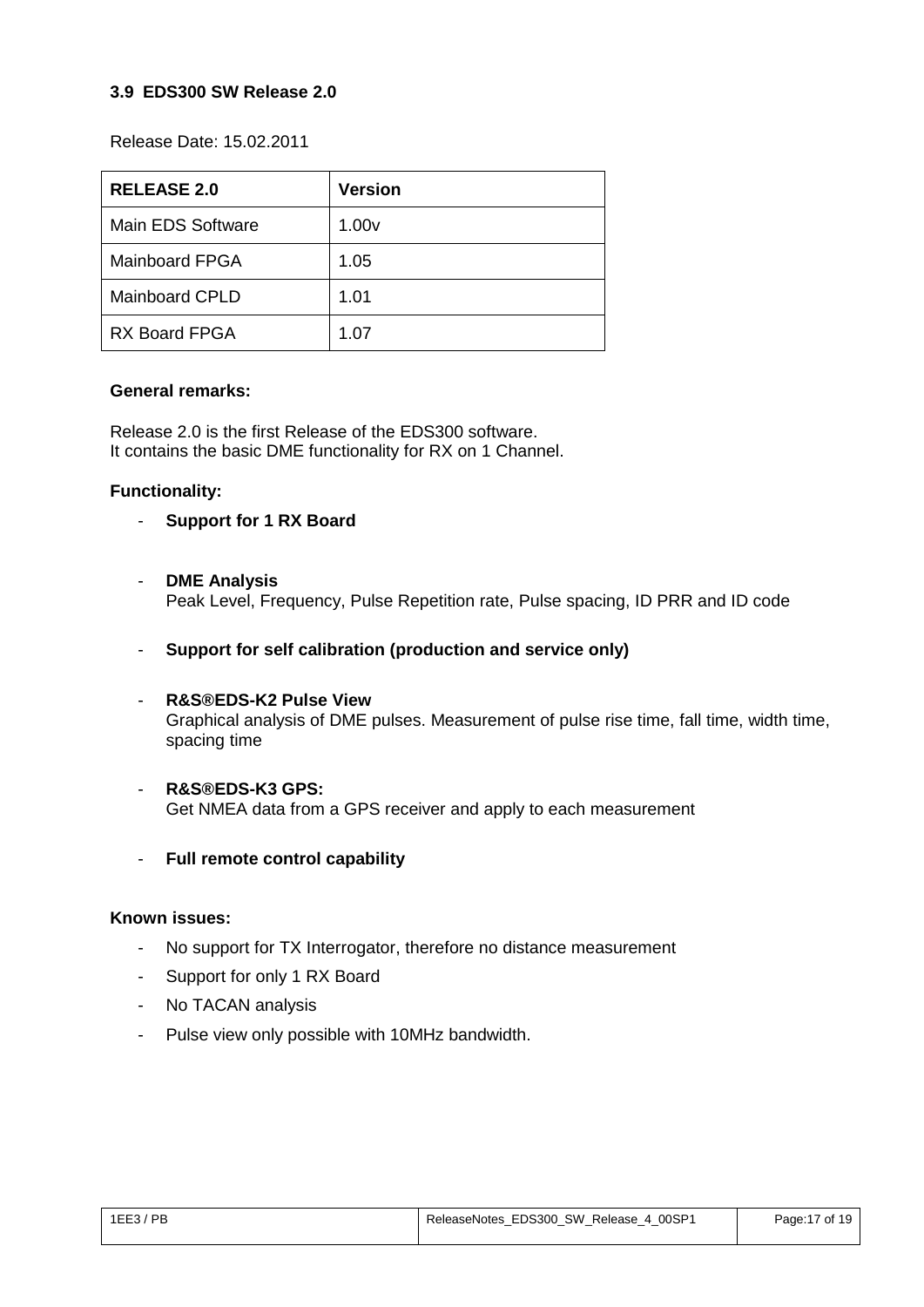### 3.9 EDS300 SW Release 2.0

Release Date: 15.02.2011

| RELEASE 2.0 | Version |
|---|---|
| Main EDS Software | 1.00v |
| Mainboard FPGA | 1.05 |
| Mainboard CPLD | 1.01 |
| RX Board FPGA | 1.07 |

**General remarks:**

Release 2.0 is the first Release of the EDS300 software.
It contains the basic DME functionality for RX on 1 Channel.

**Functionality:**

- **Support for 1 RX Board**

- **DME Analysis**
  Peak Level, Frequency, Pulse Repetition rate, Pulse spacing, ID PRR and ID code

- **Support for self calibration (production and service only)**

- **R&S®EDS-K2 Pulse View**
  Graphical analysis of DME pulses. Measurement of pulse rise time, fall time, width time, spacing time

- **R&S®EDS-K3 GPS:**
  Get NMEA data from a GPS receiver and apply to each measurement

- **Full remote control capability**

**Known issues:**

- No support for TX Interrogator, therefore no distance measurement
- Support for only 1 RX Board
- No TACAN analysis
- Pulse view only possible with 10MHz bandwidth.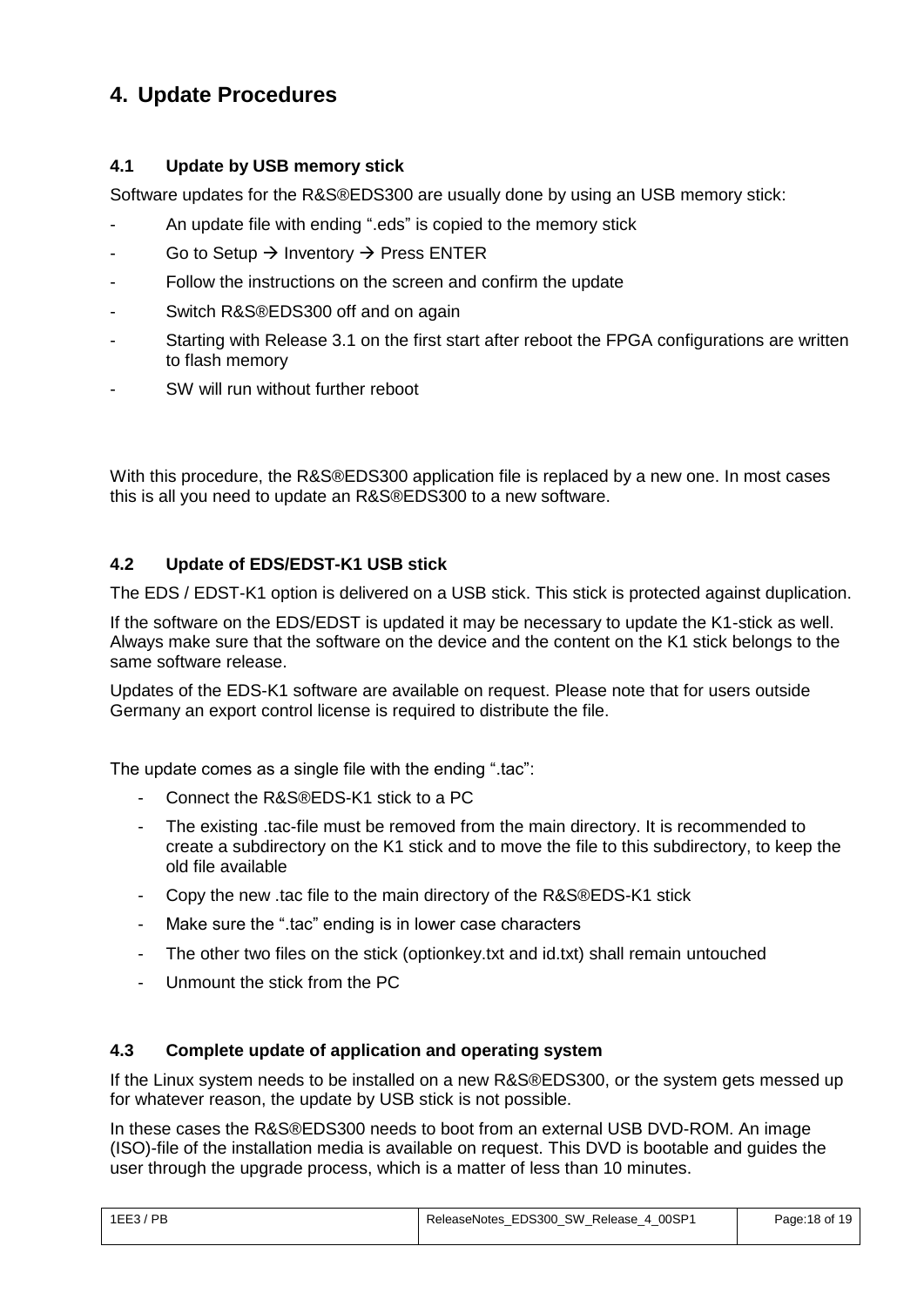# 4. Update Procedures

## 4.1 Update by USB memory stick

Software updates for the R&S®EDS300 are usually done by using an USB memory stick:

- An update file with ending “.eds” is copied to the memory stick
- Go to Setup → Inventory → Press ENTER
- Follow the instructions on the screen and confirm the update
- Switch R&S®EDS300 off and on again
- Starting with Release 3.1 on the first start after reboot the FPGA configurations are written to flash memory
- SW will run without further reboot

With this procedure, the R&S®EDS300 application file is replaced by a new one. In most cases this is all you need to update an R&S®EDS300 to a new software.

## 4.2 Update of EDS/EDST-K1 USB stick

The EDS / EDST-K1 option is delivered on a USB stick. This stick is protected against duplication.

If the software on the EDS/EDST is updated it may be necessary to update the K1-stick as well. Always make sure that the software on the device and the content on the K1 stick belongs to the same software release.

Updates of the EDS-K1 software are available on request. Please note that for users outside Germany an export control license is required to distribute the file.

The update comes as a single file with the ending “.tac”:

- Connect the R&S®EDS-K1 stick to a PC
- The existing .tac-file must be removed from the main directory. It is recommended to create a subdirectory on the K1 stick and to move the file to this subdirectory, to keep the old file available
- Copy the new .tac file to the main directory of the R&S®EDS-K1 stick
- Make sure the “.tac” ending is in lower case characters
- The other two files on the stick (optionkey.txt and id.txt) shall remain untouched
- Unmount the stick from the PC

## 4.3 Complete update of application and operating system

If the Linux system needs to be installed on a new R&S®EDS300, or the system gets messed up for whatever reason, the update by USB stick is not possible.

In these cases the R&S®EDS300 needs to boot from an external USB DVD-ROM. An image (ISO)-file of the installation media is available on request. This DVD is bootable and guides the user through the upgrade process, which is a matter of less than 10 minutes.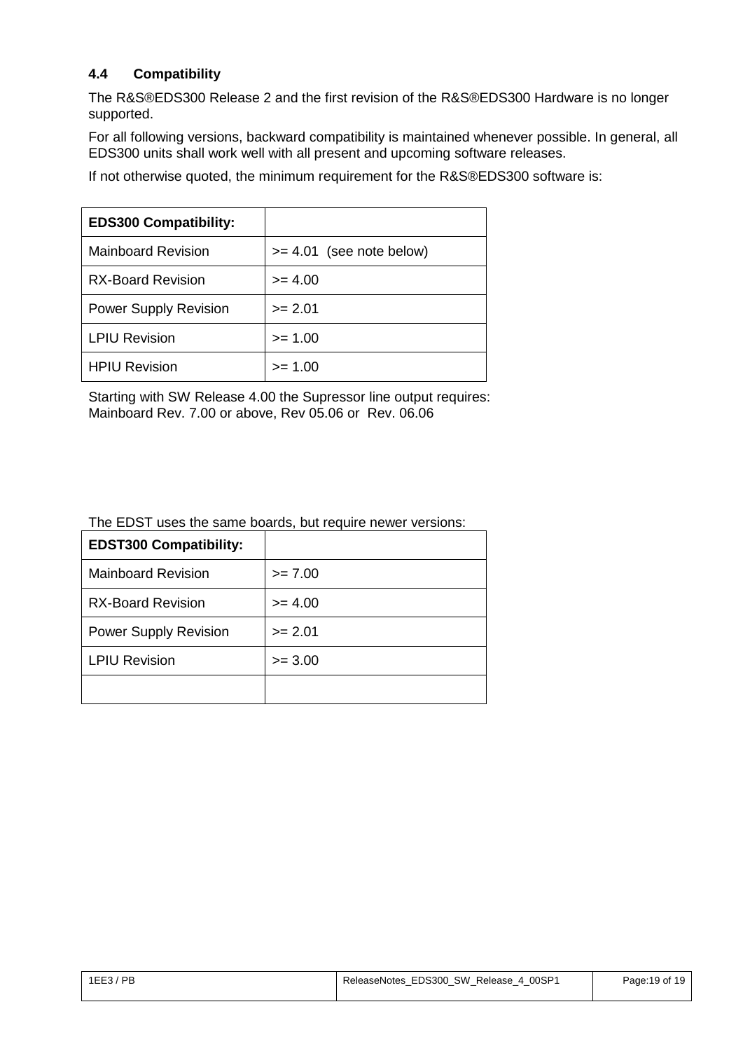### 4.4 Compatibility

The R&S®EDS300 Release 2 and the first revision of the R&S®EDS300 Hardware is no longer supported.

For all following versions, backward compatibility is maintained whenever possible. In general, all EDS300 units shall work well with all present and upcoming software releases.

If not otherwise quoted, the minimum requirement for the R&S®EDS300 software is:

| **EDS300 Compatibility:** | |
|---|---|
| Mainboard Revision | >= 4.01 (see note below) |
| RX-Board Revision | >= 4.00 |
| Power Supply Revision | >= 2.01 |
| LPIU Revision | >= 1.00 |
| HPIU Revision | >= 1.00 |

Starting with SW Release 4.00 the Supressor line output requires:
Mainboard Rev. 7.00 or above, Rev 05.06 or Rev. 06.06

The EDST uses the same boards, but require newer versions:

| **EDST300 Compatibility:** | |
|---|---|
| Mainboard Revision | >= 7.00 |
| RX-Board Revision | >= 4.00 |
| Power Supply Revision | >= 2.01 |
| LPIU Revision | >= 3.00 |
| | |